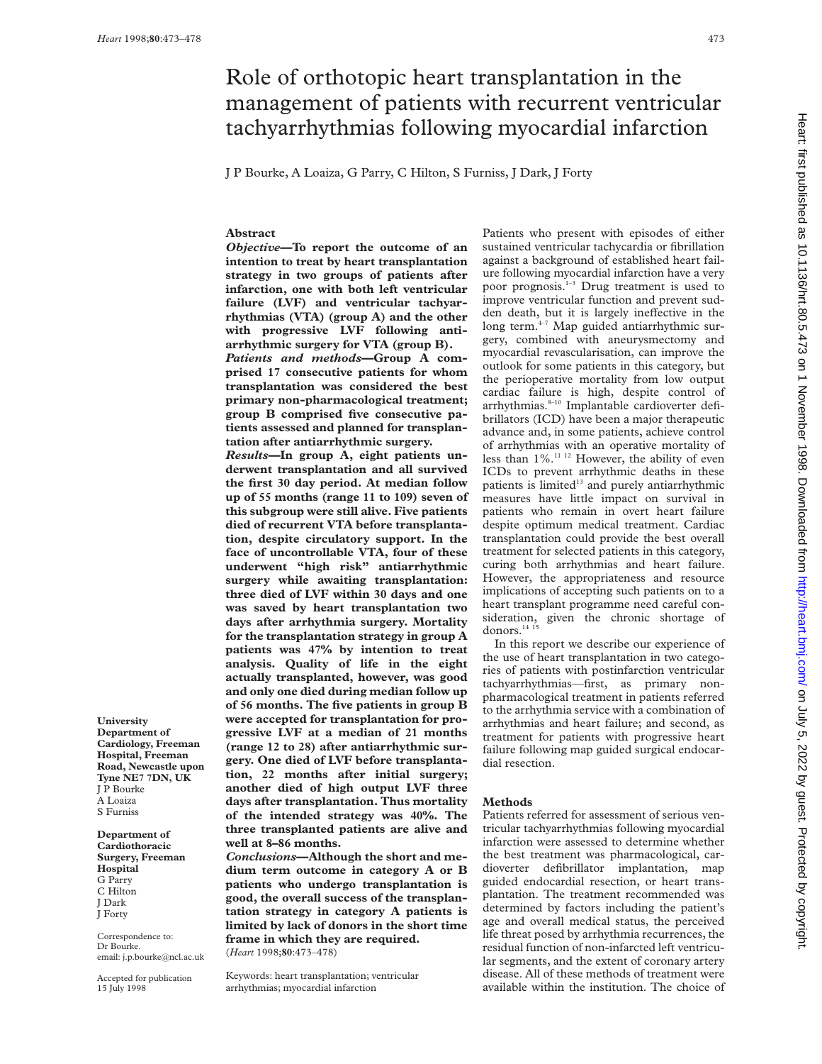# Role of orthotopic heart transplantation in the management of patients with recurrent ventricular tachyarrhythmias following myocardial infarction

J P Bourke, A Loaiza, G Parry, C Hilton, S Furniss, J Dark, J Forty

## Abstract

***Objective*—To report the outcome of an intention to treat by heart transplantation strategy in two groups of patients after infarction, one with both left ventricular failure (LVF) and ventricular tachyarrhythmias (VTA) (group A) and the other with progressive LVF following antiarrhythmic surgery for VTA (group B).**

***Patients and methods*—Group A comprised 17 consecutive patients for whom transplantation was considered the best primary non-pharmacological treatment; group B comprised five consecutive patients assessed and planned for transplantation after antiarrhythmic surgery.**

***Results*—In group A, eight patients underwent transplantation and all survived the first 30 day period. At median follow up of 55 months (range 11 to 109) seven of this subgroup were still alive. Five patients died of recurrent VTA before transplantation, despite circulatory support. In the face of uncontrollable VTA, four of these underwent "high risk" antiarrhythmic surgery while awaiting transplantation: three died of LVF within 30 days and one was saved by heart transplantation two days after arrhythmia surgery. Mortality for the transplantation strategy in group A patients was 47% by intention to treat analysis. Quality of life in the eight actually transplanted, however, was good and only one died during median follow up of 56 months. The five patients in group B were accepted for transplantation for progressive LVF at a median of 21 months (range 12 to 28) after antiarrhythmic surgery. One died of LVF before transplantation, 22 months after initial surgery; another died of high output LVF three days after transplantation. Thus mortality of the intended strategy was 40%. The three transplanted patients are alive and well at 8–86 months.**

***Conclusions*—Although the short and medium term outcome in category A or B patients who undergo transplantation is good, the overall success of the transplantation strategy in category A patients is limited by lack of donors in the short time frame in which they are required.**

(*Heart* 1998;**80**:473–478)

Keywords: heart transplantation; ventricular arrhythmias; myocardial infarction

University Department of Cardiology, Freeman Hospital, Freeman Road, Newcastle upon Tyne NE7 7DN, UK
J P Bourke
A Loaiza
S Furniss

Department of Cardiothoracic Surgery, Freeman Hospital
G Parry
C Hilton
J Dark
J Forty

Correspondence to:
Dr Bourke.
email: j.p.bourke@ncl.ac.uk

Accepted for publication 15 July 1998

Patients who present with episodes of either sustained ventricular tachycardia or fibrillation against a background of established heart failure following myocardial infarction have a very poor prognosis.[1–3] Drug treatment is used to improve ventricular function and prevent sudden death, but it is largely ineffective in the long term.[4–7] Map guided antiarrhythmic surgery, combined with aneurysmectomy and myocardial revascularisation, can improve the outlook for some patients in this category, but the perioperative mortality from low output cardiac failure is high, despite control of arrhythmias.[8–10] Implantable cardioverter defibrillators (ICD) have been a major therapeutic advance and, in some patients, achieve control of arrhythmias with an operative mortality of less than 1%.[11 12] However, the ability of even ICDs to prevent arrhythmic deaths in these patients is limited[13] and purely antiarrhythmic measures have little impact on survival in patients who remain in overt heart failure despite optimum medical treatment. Cardiac transplantation could provide the best overall treatment for selected patients in this category, curing both arrhythmias and heart failure. However, the appropriateness and resource implications of accepting such patients on to a heart transplant programme need careful consideration, given the chronic shortage of donors.[14 15]

In this report we describe our experience of the use of heart transplantation in two categories of patients with postinfarction ventricular tachyarrhythmias—first, as primary non-pharmacological treatment in patients referred to the arrhythmia service with a combination of arrhythmias and heart failure; and second, as treatment for patients with progressive heart failure following map guided surgical endocardial resection.

## Methods

Patients referred for assessment of serious ventricular tachyarrhythmias following myocardial infarction were assessed to determine whether the best treatment was pharmacological, cardioverter defibrillator implantation, map guided endocardial resection, or heart transplantation. The treatment recommended was determined by factors including the patient's age and overall medical status, the perceived life threat posed by arrhythmia recurrences, the residual function of non-infarcted left ventricular segments, and the extent of coronary artery disease. All of these methods of treatment were available within the institution. The choice of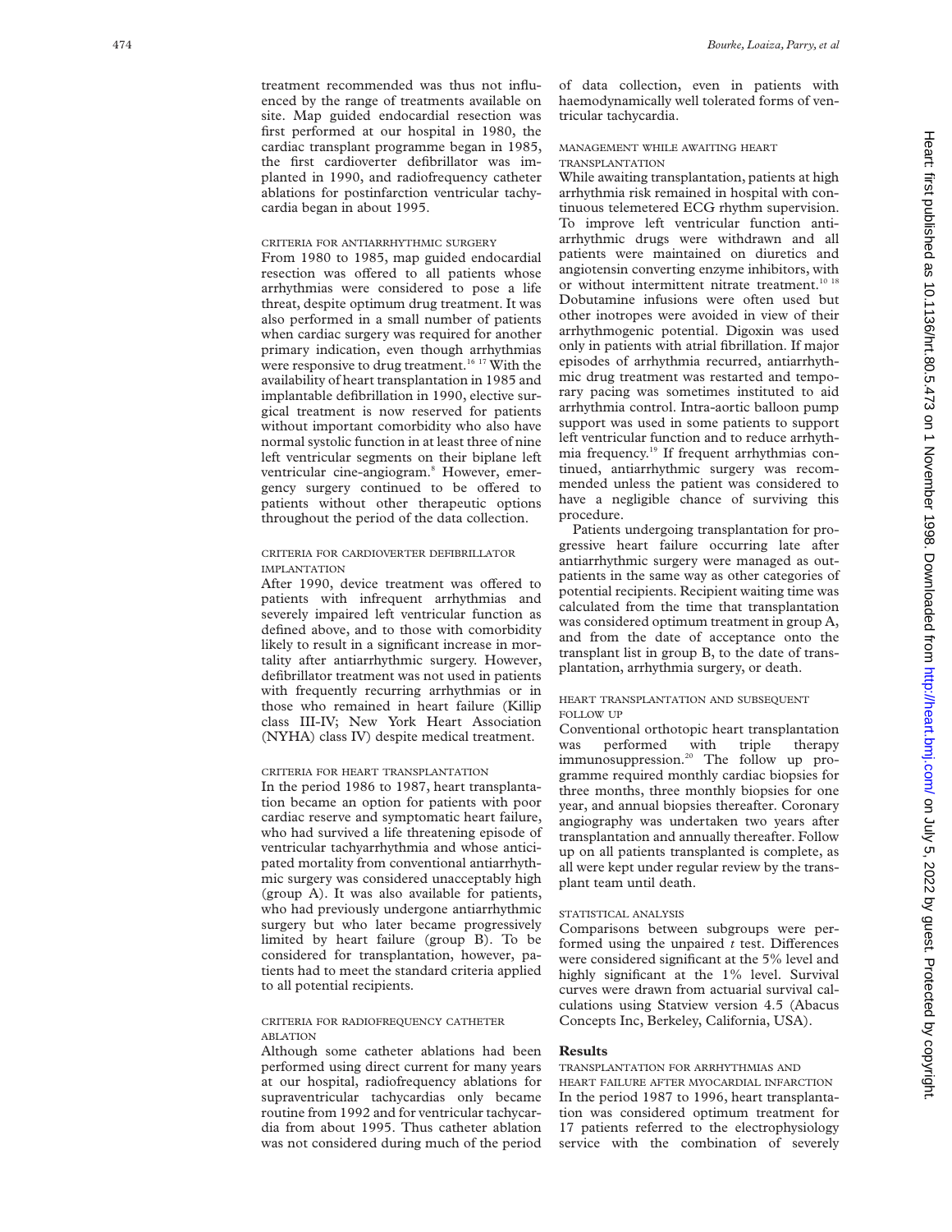treatment recommended was thus not influenced by the range of treatments available on site. Map guided endocardial resection was first performed at our hospital in 1980, the cardiac transplant programme began in 1985, the first cardioverter defibrillator was implanted in 1990, and radiofrequency catheter ablations for postinfarction ventricular tachycardia began in about 1995.

### CRITERIA FOR ANTIARRHYTHMIC SURGERY

From 1980 to 1985, map guided endocardial resection was offered to all patients whose arrhythmias were considered to pose a life threat, despite optimum drug treatment. It was also performed in a small number of patients when cardiac surgery was required for another primary indication, even though arrhythmias were responsive to drug treatment.[16 17] With the availability of heart transplantation in 1985 and implantable defibrillation in 1990, elective surgical treatment is now reserved for patients without important comorbidity who also have normal systolic function in at least three of nine left ventricular segments on their biplane left ventricular cine-angiogram.[8] However, emergency surgery continued to be offered to patients without other therapeutic options throughout the period of the data collection.

### CRITERIA FOR CARDIOVERTER DEFIBRILLATOR IMPLANTATION

After 1990, device treatment was offered to patients with infrequent arrhythmias and severely impaired left ventricular function as defined above, and to those with comorbidity likely to result in a significant increase in mortality after antiarrhythmic surgery. However, defibrillator treatment was not used in patients with frequently recurring arrhythmias or in those who remained in heart failure (Killip class III-IV; New York Heart Association (NYHA) class IV) despite medical treatment.

### CRITERIA FOR HEART TRANSPLANTATION

In the period 1986 to 1987, heart transplantation became an option for patients with poor cardiac reserve and symptomatic heart failure, who had survived a life threatening episode of ventricular tachyarrhythmia and whose anticipated mortality from conventional antiarrhythmic surgery was considered unacceptably high (group A). It was also available for patients, who had previously undergone antiarrhythmic surgery but who later became progressively limited by heart failure (group B). To be considered for transplantation, however, patients had to meet the standard criteria applied to all potential recipients.

### CRITERIA FOR RADIOFREQUENCY CATHETER ABLATION

Although some catheter ablations had been performed using direct current for many years at our hospital, radiofrequency ablations for supraventricular tachycardias only became routine from 1992 and for ventricular tachycardia from about 1995. Thus catheter ablation was not considered during much of the period of data collection, even in patients with haemodynamically well tolerated forms of ventricular tachycardia.

### MANAGEMENT WHILE AWAITING HEART TRANSPLANTATION

While awaiting transplantation, patients at high arrhythmia risk remained in hospital with continuous telemetered ECG rhythm supervision. To improve left ventricular function antiarrhythmic drugs were withdrawn and all patients were maintained on diuretics and angiotensin converting enzyme inhibitors, with or without intermittent nitrate treatment.[10 18] Dobutamine infusions were often used but other inotropes were avoided in view of their arrhythmogenic potential. Digoxin was used only in patients with atrial fibrillation. If major episodes of arrhythmia recurred, antiarrhythmic drug treatment was restarted and temporary pacing was sometimes instituted to aid arrhythmia control. Intra-aortic balloon pump support was used in some patients to support left ventricular function and to reduce arrhythmia frequency.[19] If frequent arrhythmias continued, antiarrhythmic surgery was recommended unless the patient was considered to have a negligible chance of surviving this procedure.

Patients undergoing transplantation for progressive heart failure occurring late after antiarrhythmic surgery were managed as outpatients in the same way as other categories of potential recipients. Recipient waiting time was calculated from the time that transplantation was considered optimum treatment in group A, and from the date of acceptance onto the transplant list in group B, to the date of transplantation, arrhythmia surgery, or death.

### HEART TRANSPLANTATION AND SUBSEQUENT FOLLOW UP

Conventional orthotopic heart transplantation was performed with triple therapy immunosuppression.[20] The follow up programme required monthly cardiac biopsies for three months, three monthly biopsies for one year, and annual biopsies thereafter. Coronary angiography was undertaken two years after transplantation and annually thereafter. Follow up on all patients transplanted is complete, as all were kept under regular review by the transplant team until death.

### STATISTICAL ANALYSIS

Comparisons between subgroups were performed using the unpaired *t* test. Differences were considered significant at the 5% level and highly significant at the 1% level. Survival curves were drawn from actuarial survival calculations using Statview version 4.5 (Abacus Concepts Inc, Berkeley, California, USA).

## Results

### TRANSPLANTATION FOR ARRHYTHMIAS AND HEART FAILURE AFTER MYOCARDIAL INFARCTION

In the period 1987 to 1996, heart transplantation was considered optimum treatment for 17 patients referred to the electrophysiology service with the combination of severely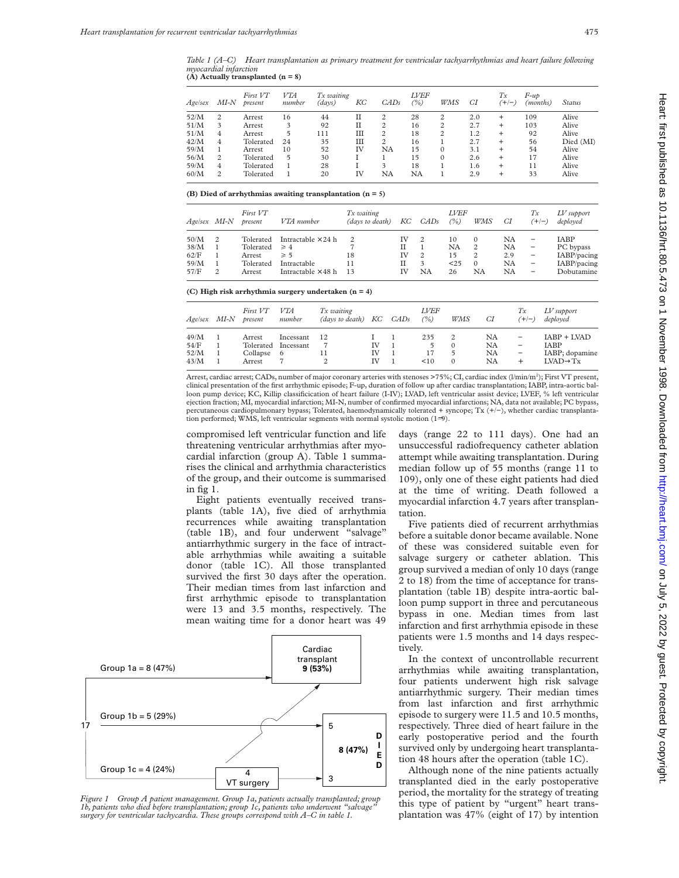*Table 1 (A–C) Heart transplantation as primary treatment for ventricular tachyarrhythmias and heart failure following myocardial infarction*

**(A) Actually transplanted (n = 8)**

| Age/sex | MI-N | First VT present | VTA number | Tx waiting (days) | KC | CADs | LVEF (%) | WMS | CI | Tx (+/−) | F-up (months) | Status |
|---|---|---|---|---|---|---|---|---|---|---|---|---|
| 52/M | 2 | Arrest | 16 | 44 | II | 2 | 28 | 2 | 2.0 | + | 109 | Alive |
| 51/M | 3 | Arrest | 3 | 92 | II | 2 | 16 | 2 | 2.7 | + | 103 | Alive |
| 51/M | 4 | Arrest | 5 | 111 | III | 2 | 18 | 2 | 1.2 | + | 92 | Alive |
| 42/M | 4 | Tolerated | 24 | 35 | III | 2 | 16 | 1 | 2.7 | + | 56 | Died (MI) |
| 59/M | 1 | Arrest | 10 | 52 | IV | NA | 15 | 0 | 3.1 | + | 54 | Alive |
| 56/M | 2 | Tolerated | 5 | 30 | I | 1 | 15 | 0 | 2.6 | + | 17 | Alive |
| 59/M | 4 | Tolerated | 1 | 28 | I | 3 | 18 | 1 | 1.6 | + | 11 | Alive |
| 60/M | 2 | Tolerated | 1 | 20 | IV | NA | NA | 1 | 2.9 | + | 33 | Alive |

**(B) Died of arrhythmias awaiting transplantation (n = 5)**

| Age/sex | MI-N | First VT present | VTA number | Tx waiting (days to death) | KC | CADs | LVEF (%) | WMS | CI | Tx (+/−) | LV support deployed |
|---|---|---|---|---|---|---|---|---|---|---|---|
| 50/M | 2 | Tolerated | Intractable ×24 h | 2 | IV | 2 | 10 | 0 | NA | − | IABP |
| 38/M | 1 | Tolerated | ≥ 4 | 7 | II | 1 | NA | 2 | NA | − | PC bypass |
| 62/F | 1 | Arrest | ≥ 5 | 18 | IV | 2 | 15 | 2 | 2.9 | − | IABP/pacing |
| 59/M | 1 | Tolerated | Intractable | 11 | II | 3 | <25 | 0 | NA | − | IABP/pacing |
| 57/F | 2 | Arrest | Intractable ×48 h | 13 | IV | NA | 26 | NA | NA | − | Dobutamine |

**(C) High risk arrhythmia surgery undertaken (n = 4)**

| Age/sex | MI-N | First VT present | VTA number | Tx waiting (days to death) | KC | CADs | LVEF (%) | WMS | CI | Tx (+/−) | LV support deployed |
|---|---|---|---|---|---|---|---|---|---|---|---|
| 49/M | 1 | Arrest | Incessant | 12 | I | 1 | 235 | 2 | NA | − | IABP + LVAD |
| 54/F | 1 | Tolerated | Incessant | 7 | IV | 1 | 5 | 0 | NA | − | IABP |
| 52/M | 1 | Collapse | 6 | 11 | IV | 1 | 17 | 5 | NA | − | IABP; dopamine |
| 43/M | 1 | Arrest | 7 | 2 | IV | 1 | <10 | 0 | NA | + | LVAD→Tx |

Arrest, cardiac arrest; CADs, number of major coronary arteries with stenoses >75%; CI, cardiac index (l/min/m²); First VT present, clinical presentation of the first arrhythmic episode; F-up, duration of follow up after cardiac transplantation; IABP, intra-aortic balloon pump device; KC, Killip classificication of heart failure (I-IV); LVAD, left ventricular assist device; LVEF, % left ventricular ejection fraction; MI, myocardial infarction; MI-N, number of confirmed myocardial infarctions; NA, data not available; PC bypass, percutaneous cardiopulmonary bypass; Tolerated, haemodynamically tolerated + syncope; Tx (+/−), whether cardiac transplantation performed; WMS, left ventricular segments with normal systolic motion (1–9).

compromised left ventricular function and life threatening ventricular arrhythmias after myocardial infarction (group A). Table 1 summarises the clinical and arrhythmia characteristics of the group, and their outcome is summarised in fig 1.

Eight patients eventually received transplants (table 1A), five died of arrhythmia recurrences while awaiting transplantation (table 1B), and four underwent "salvage" antiarrhythmic surgery in the face of intractable arrhythmias while awaiting a suitable donor (table 1C). All those transplanted survived the first 30 days after the operation. Their median times from last infarction and first arrhythmic episode to transplantation were 13 and 3.5 months, respectively. The mean waiting time for a donor heart was 49 days (range 22 to 111 days). One had an unsuccessful radiofrequency catheter ablation attempt while awaiting transplantation. During median follow up of 55 months (range 11 to 109), only one of these eight patients had died at the time of writing. Death followed a myocardial infarction 4.7 years after transplantation.

Five patients died of recurrent arrhythmias before a suitable donor became available. None of these was considered suitable even for salvage surgery or catheter ablation. This group survived a median of only 10 days (range 2 to 18) from the time of acceptance for transplantation (table 1B) despite intra-aortic balloon pump support in three and percutaneous bypass in one. Median times from last infarction and first arrhythmia episode in these patients were 1.5 months and 14 days respectively.

In the context of uncontrollable recurrent arrhythmias while awaiting transplantation, four patients underwent high risk salvage antiarrhythmic surgery. Their median times from last infarction and first arrhythmic episode to surgery were 11.5 and 10.5 months, respectively. Three died of heart failure in the early postoperative period and the fourth survived only by undergoing heart transplantation 48 hours after the operation (table 1C).

Although none of the nine patients actually transplanted died in the early postoperative period, the mortality for the strategy of treating this type of patient by "urgent" heart transplantation was 47% (eight of 17) by intention

Group 1a = 8 (47%) → Cardiac transplant **9 (53%)**
Group 1b = 5 (29%) → 5
Group 1c = 4 (24%) → 4 VT surgery → 3
17 — **DIED 8 (47%)**

*Figure 1 Group A patient management. Group 1a, patients actually transplanted; group 1b, patients who died before transplantation; group 1c, patients who underwent "salvage" surgery for ventricular tachycardia. These groups correspond with A–C in table 1.*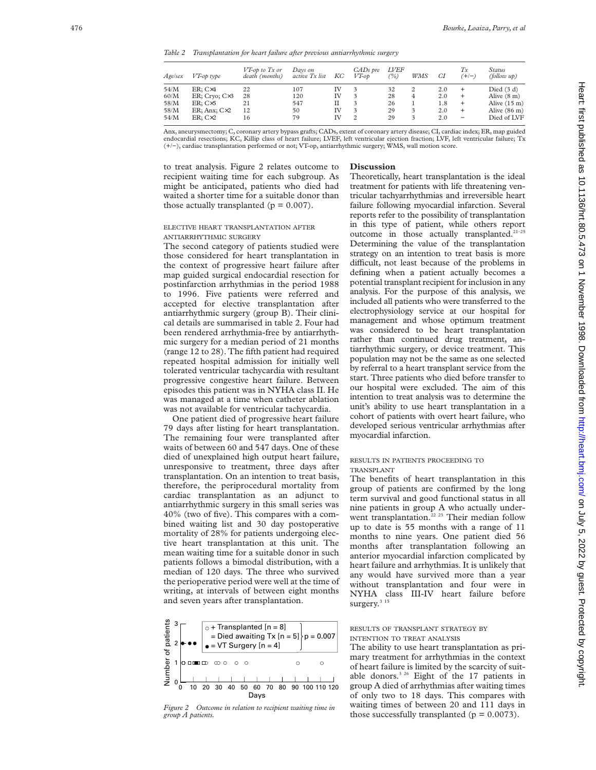*Table 2 Transplantation for heart failure after previous antiarrhythmic surgery*

| Age/sex | VT-op type | VT-op to Tx or death (months) | Days on active Tx list | KC | CADs pre VT-op | LVEF (%) | WMS | CI | Tx (+/−) | Status (follow up) |
|---|---|---|---|---|---|---|---|---|---|---|
| 54/M | ER; C×4 | 22 | 107 | IV | 3 | 32 | 2 | 2.0 | + | Died (3 d) |
| 60/M | ER; Cryo; C×3 | 28 | 120 | IV | 3 | 28 | 4 | 2.0 | + | Alive (8 m) |
| 58/M | ER; C×5 | 21 | 547 | II | 3 | 26 | 1 | 1.8 | + | Alive (15 m) |
| 58/M | ER; Anx; C×2 | 12 | 50 | IV | 3 | 29 | 3 | 2.0 | + | Alive (86 m) |
| 54/M | ER; C×2 | 16 | 79 | IV | 2 | 29 | 3 | 2.0 | − | Died of LVF |

Anx, aneurysmectomy; C, coronary artery bypass grafts; CADs, extent of coronary artery disease; CI, cardiac index; ER, map guided endocardial resections; KC, Killip class of heart failure; LVEF, left ventricular ejection fraction; LVF, left ventricular failure; Tx (+/−), cardiac transplantation performed or not; VT-op, antiarrhythmic surgery; WMS, wall motion score.

to treat analysis. Figure 2 relates outcome to recipient waiting time for each subgroup. As might be anticipated, patients who died had waited a shorter time for a suitable donor than those actually transplanted ($p = 0.007$).

### ELECTIVE HEART TRANSPLANTATION AFTER ANTIARRHYTHMIC SURGERY

The second category of patients studied were those considered for heart transplantation in the context of progressive heart failure after map guided surgical endocardial resection for postinfarction arrhythmias in the period 1988 to 1996. Five patients were referred and accepted for elective transplantation after antiarrhythmic surgery (group B). Their clinical details are summarised in table 2. Four had been rendered arrhythmia-free by antiarrhythmic surgery for a median period of 21 months (range 12 to 28). The fifth patient had required repeated hospital admission for initially well tolerated ventricular tachycardia with resultant progressive congestive heart failure. Between episodes this patient was in NYHA class II. He was managed at a time when catheter ablation was not available for ventricular tachycardia.

One patient died of progressive heart failure 79 days after listing for heart transplantation. The remaining four were transplanted after waits of between 60 and 547 days. One of these died of unexplained high output heart failure, unresponsive to treatment, three days after transplantation. On an intention to treat basis, therefore, the periprocedural mortality from cardiac transplantation as an adjunct to antiarrhythmic surgery in this small series was 40% (two of five). This compares with a combined waiting list and 30 day postoperative mortality of 28% for patients undergoing elective heart transplantation at this unit. The mean waiting time for a suitable donor in such patients follows a bimodal distribution, with a median of 120 days. The three who survived the perioperative period were well at the time of writing, at intervals of between eight months and seven years after transplantation.

*Figure 2 Outcome in relation to recipient waiting time in group A patients.*

## Discussion

Theoretically, heart transplantation is the ideal treatment for patients with life threatening ventricular tachyarrhythmias and irreversible heart failure following myocardial infarction. Several reports refer to the possibility of transplantation in this type of patient, while others report outcome in those actually transplanted.[21–25] Determining the value of the transplantation strategy on an intention to treat basis is more difficult, not least because of the problems in defining when a patient actually becomes a potential transplant recipient for inclusion in any analysis. For the purpose of this analysis, we included all patients who were transferred to the electrophysiology service at our hospital for management and whose optimum treatment was considered to be heart transplantation rather than continued drug treatment, antiarrhythmic surgery, or device treatment. This population may not be the same as one selected by referral to a heart transplant service from the start. Three patients who died before transfer to our hospital were excluded. The aim of this intention to treat analysis was to determine the unit's ability to use heart transplantation in a cohort of patients with overt heart failure, who developed serious ventricular arrhythmias after myocardial infarction.

### RESULTS IN PATIENTS PROCEEDING TO TRANSPLANT

The benefits of heart transplantation in this group of patients are confirmed by the long term survival and good functional status in all nine patients in group A who actually underwent transplantation.[22 23] Their median follow up to date is 55 months with a range of 11 months to nine years. One patient died 56 months after transplantation following an anterior myocardial infarction complicated by heart failure and arrhythmias. It is unlikely that any would have survived more than a year without transplantation and four were in NYHA class III-IV heart failure before surgery.[3 15]

### RESULTS OF TRANSPLANT STRATEGY BY INTENTION TO TREAT ANALYSIS

The ability to use heart transplantation as primary treatment for arrhythmias in the context of heart failure is limited by the scarcity of suitable donors.[3 26] Eight of the 17 patients in group A died of arrhythmias after waiting times of only two to 18 days. This compares with waiting times of between 20 and 111 days in those successfully transplanted ($p = 0.0073$).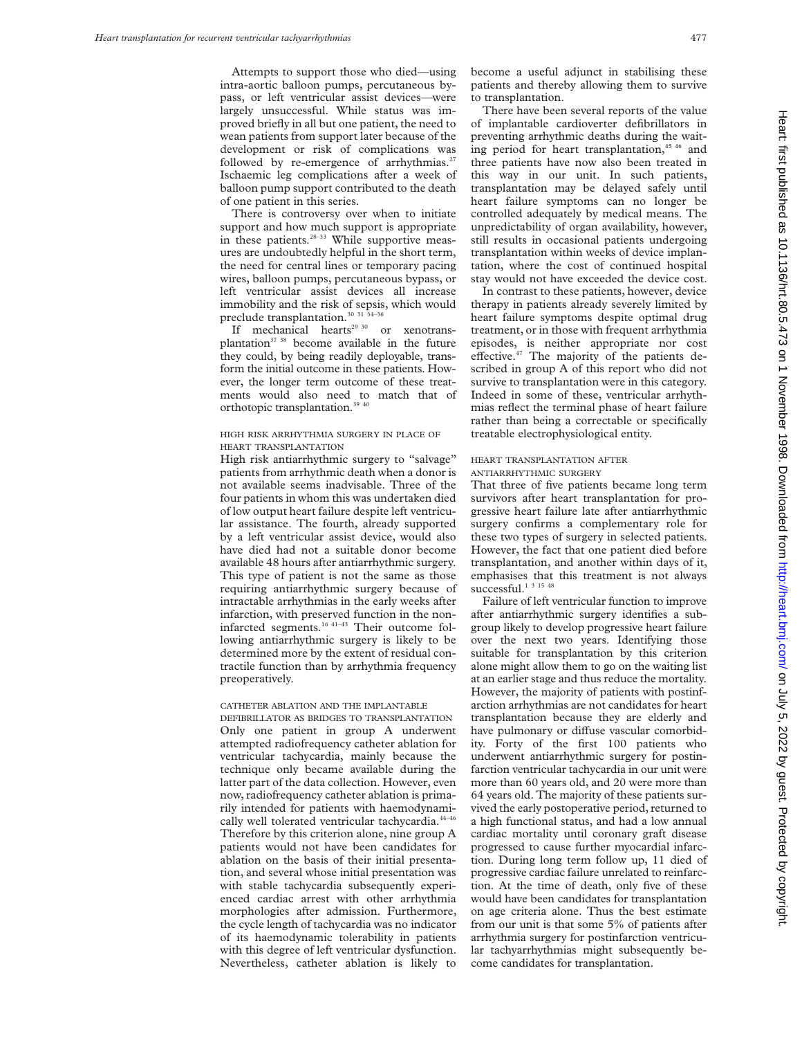Attempts to support those who died—using intra-aortic balloon pumps, percutaneous bypass, or left ventricular assist devices—were largely unsuccessful. While status was improved briefly in all but one patient, the need to wean patients from support later because of the development or risk of complications was followed by re-emergence of arrhythmias.[27] Ischaemic leg complications after a week of balloon pump support contributed to the death of one patient in this series.

There is controversy over when to initiate support and how much support is appropriate in these patients.[28–33] While supportive measures are undoubtedly helpful in the short term, the need for central lines or temporary pacing wires, balloon pumps, percutaneous bypass, or left ventricular assist devices all increase immobility and the risk of sepsis, which would preclude transplantation.[30 31 34–36]

If mechanical hearts[29 30] or xenotransplantation[37 38] become available in the future they could, by being readily deployable, transform the initial outcome in these patients. However, the longer term outcome of these treatments would also need to match that of orthotopic transplantation.[39 40]

### HIGH RISK ARRHYTHMIA SURGERY IN PLACE OF HEART TRANSPLANTATION

High risk antiarrhythmic surgery to "salvage" patients from arrhythmic death when a donor is not available seems inadvisable. Three of the four patients in whom this was undertaken died of low output heart failure despite left ventricular assistance. The fourth, already supported by a left ventricular assist device, would also have died had not a suitable donor become available 48 hours after antiarrhythmic surgery. This type of patient is not the same as those requiring antiarrhythmic surgery because of intractable arrhythmias in the early weeks after infarction, with preserved function in the noninfarcted segments.[16 41–43] Their outcome following antiarrhythmic surgery is likely to be determined more by the extent of residual contractile function than by arrhythmia frequency preoperatively.

### CATHETER ABLATION AND THE IMPLANTABLE DEFIBRILLATOR AS BRIDGES TO TRANSPLANTATION

Only one patient in group A underwent attempted radiofrequency catheter ablation for ventricular tachycardia, mainly because the technique only became available during the latter part of the data collection. However, even now, radiofrequency catheter ablation is primarily intended for patients with haemodynamically well tolerated ventricular tachycardia.[44–46] Therefore by this criterion alone, nine group A patients would not have been candidates for ablation on the basis of their initial presentation, and several whose initial presentation was with stable tachycardia subsequently experienced cardiac arrest with other arrhythmia morphologies after admission. Furthermore, the cycle length of tachycardia was no indicator of its haemodynamic tolerability in patients with this degree of left ventricular dysfunction. Nevertheless, catheter ablation is likely to become a useful adjunct in stabilising these patients and thereby allowing them to survive to transplantation.

There have been several reports of the value of implantable cardioverter defibrillators in preventing arrhythmic deaths during the waiting period for heart transplantation,[45 46] and three patients have now also been treated in this way in our unit. In such patients, transplantation may be delayed safely until heart failure symptoms can no longer be controlled adequately by medical means. The unpredictability of organ availability, however, still results in occasional patients undergoing transplantation within weeks of device implantation, where the cost of continued hospital stay would not have exceeded the device cost.

In contrast to these patients, however, device therapy in patients already severely limited by heart failure symptoms despite optimal drug treatment, or in those with frequent arrhythmia episodes, is neither appropriate nor cost effective.[47] The majority of the patients described in group A of this report who did not survive to transplantation were in this category. Indeed in some of these, ventricular arrhythmias reflect the terminal phase of heart failure rather than being a correctable or specifically treatable electrophysiological entity.

### HEART TRANSPLANTATION AFTER ANTIARRHYTHMIC SURGERY

That three of five patients became long term survivors after heart transplantation for progressive heart failure late after antiarrhythmic surgery confirms a complementary role for these two types of surgery in selected patients. However, the fact that one patient died before transplantation, and another within days of it, emphasises that this treatment is not always successful.[1 3 15 48]

Failure of left ventricular function to improve after antiarrhythmic surgery identifies a subgroup likely to develop progressive heart failure over the next two years. Identifying those suitable for transplantation by this criterion alone might allow them to go on the waiting list at an earlier stage and thus reduce the mortality. However, the majority of patients with postinfarction arrhythmias are not candidates for heart transplantation because they are elderly and have pulmonary or diffuse vascular comorbidity. Forty of the first 100 patients who underwent antiarrhythmic surgery for postinfarction ventricular tachycardia in our unit were more than 60 years old, and 20 were more than 64 years old. The majority of these patients survived the early postoperative period, returned to a high functional status, and had a low annual cardiac mortality until coronary graft disease progressed to cause further myocardial infarction. During long term follow up, 11 died of progressive cardiac failure unrelated to reinfarction. At the time of death, only five of these would have been candidates for transplantation on age criteria alone. Thus the best estimate from our unit is that some 5% of patients after arrhythmia surgery for postinfarction ventricular tachyarrhythmias might subsequently become candidates for transplantation.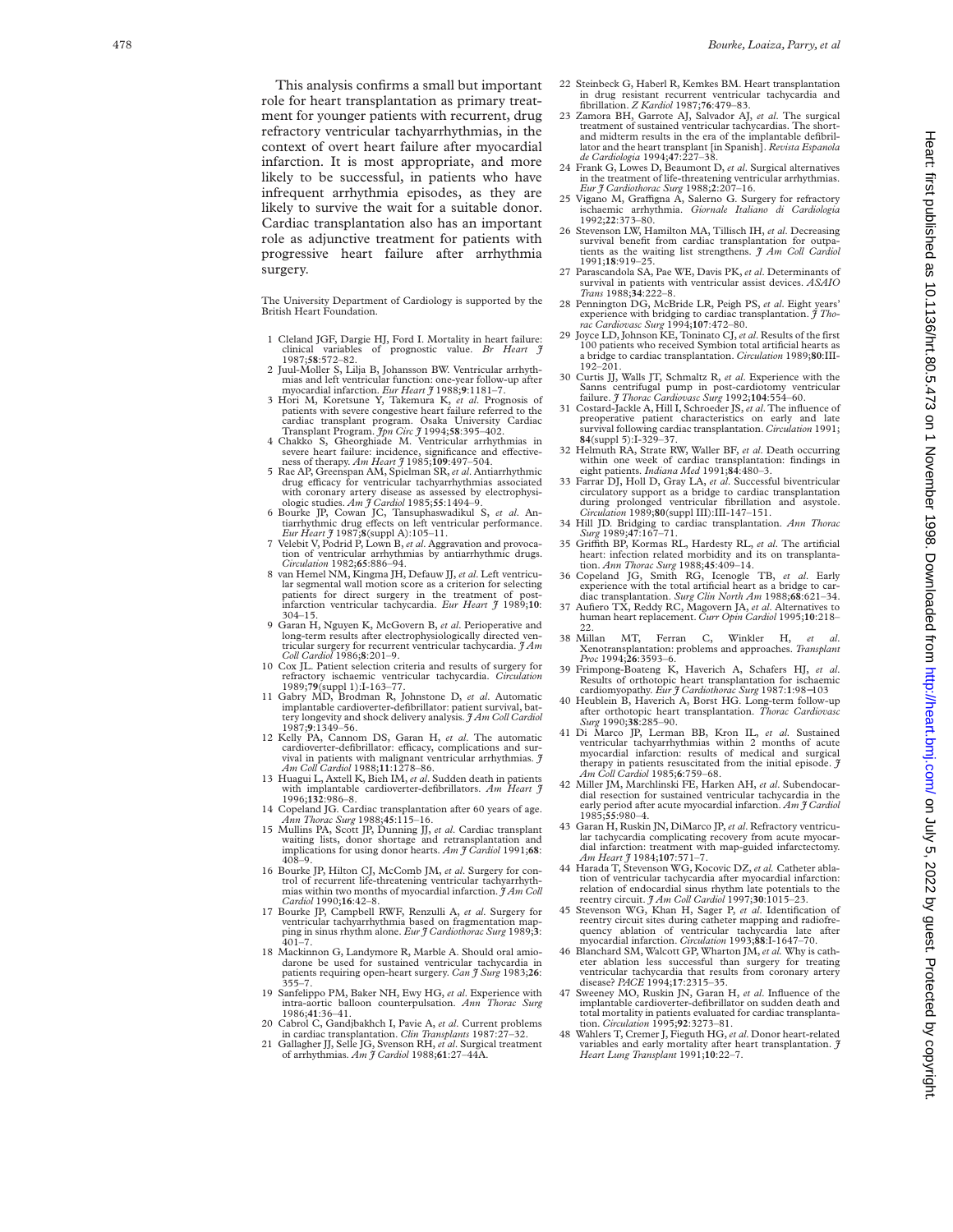This analysis confirms a small but important role for heart transplantation as primary treatment for younger patients with recurrent, drug refractory ventricular tachyarrhythmias, in the context of overt heart failure after myocardial infarction. It is most appropriate, and more likely to be successful, in patients who have infrequent arrhythmia episodes, as they are likely to survive the wait for a suitable donor. Cardiac transplantation also has an important role as adjunctive treatment for patients with progressive heart failure after arrhythmia surgery.

The University Department of Cardiology is supported by the British Heart Foundation.

1. Cleland JGF, Dargie HJ, Ford I. Mortality in heart failure: clinical variables of prognostic value. *Br Heart J* 1987;**58**:572–82.
2. Juul-Moller S, Lilja B, Johansson BW. Ventricular arrhythmias and left ventricular function: one-year follow-up after myocardial infarction. *Eur Heart J* 1988;**9**:1181–7.
3. Hori M, Koretsune Y, Takemura K, *et al*. Prognosis of patients with severe congestive heart failure referred to the cardiac transplant program. Osaka University Cardiac Transplant Program. *Jpn Circ J* 1994;**58**:395–402.
4. Chakko S, Gheorghiade M. Ventricular arrhythmias in severe heart failure: incidence, significance and effectiveness of therapy. *Am Heart J* 1985;**109**:497–504.
5. Rae AP, Greenspan AM, Spielman SR, *et al*. Antiarrhythmic drug efficacy for ventricular tachyarrhythmias associated with coronary artery disease as assessed by electrophysiologic studies. *Am J Cardiol* 1985;**55**:1494–9.
6. Bourke JP, Cowan JC, Tansuphaswadikul S, *et al*. Antiarrhythmic drug effects on left ventricular performance. *Eur Heart J* 1987;**8**(suppl A):105–11.
7. Velebit V, Podrid P, Lown B, *et al*. Aggravation and provocation of ventricular arrhythmias by antiarrhythmic drugs. *Circulation* 1982;**65**:886–94.
8. van Hemel NM, Kingma JH, Defauw JJ, *et al*. Left ventricular segmental wall motion score as a criterion for selecting patients for direct surgery in the treatment of post-infarction ventricular tachycardia. *Eur Heart J* 1989;**10**: 304–15.
9. Garan H, Nguyen K, McGovern B, *et al*. Perioperative and long-term results after electrophysiologically directed ventricular surgery for recurrent ventricular tachycardia. *J Am Coll Cardiol* 1986;**8**:201–9.
10. Cox JL. Patient selection criteria and results of surgery for refractory ischaemic ventricular tachycardia. *Circulation* 1989;**79**(suppl 1):I-163–77.
11. Gabry MD, Brodman R, Johnstone D, *et al*. Automatic implantable cardioverter-defibrillator: patient survival, battery longevity and shock delivery analysis. *J Am Coll Cardiol* 1987;**9**:1349–56.
12. Kelly PA, Cannom DS, Garan H, *et al*. The automatic cardioverter-defibrillator: efficacy, complications and survival in patients with malignant ventricular arrhythmias. *J Am Coll Cardiol* 1988;**11**:1278–86.
13. Huagui L, Axtell K, Bieh IM, *et al*. Sudden death in patients with implantable cardioverter-defibrillators. *Am Heart J* 1996;**132**:986–8.
14. Copeland JG. Cardiac transplantation after 60 years of age. *Ann Thorac Surg* 1988;**45**:115–16.
15. Mullins PA, Scott JP, Dunning JJ, *et al*. Cardiac transplant waiting lists, donor shortage and retransplantation and implications for using donor hearts. *Am J Cardiol* 1991;**68**: 408–9.
16. Bourke JP, Hilton CJ, McComb JM, *et al*. Surgery for control of recurrent life-threatening ventricular tachyarrhythmias within two months of myocardial infarction. *J Am Coll Cardiol* 1990;**16**:42–8.
17. Bourke JP, Campbell RWF, Renzulli A, *et al*. Surgery for ventricular tachyarrhythmia based on fragmentation mapping in sinus rhythm alone. *Eur J Cardiothorac Surg* 1989;**3**: 401–7.
18. Mackinnon G, Landymore R, Marble A. Should oral amiodarone be used for sustained ventricular tachycardia in patients requiring open-heart surgery. *Can J Surg* 1983;**26**: 355–7.
19. Sanfelippo PM, Baker NH, Ewy HG, *et al*. Experience with intra-aortic balloon counterpulsation. *Ann Thorac Surg* 1986;**41**:36–41.
20. Cabrol C, Gandjbakhch I, Pavie A, *et al*. Current problems in cardiac transplantation. *Clin Transplants* 1987:27–32.
21. Gallagher JJ, Selle JG, Svenson RH, *et al*. Surgical treatment of arrhythmias. *Am J Cardiol* 1988;**61**:27–44A.
22. Steinbeck G, Haberl R, Kemkes BM. Heart transplantation in drug resistant recurrent ventricular tachycardia and fibrillation. *Z Kardiol* 1987;**76**:479–83.
23. Zamora BH, Garrote AJ, Salvador AJ, *et al*. The surgical treatment of sustained ventricular tachycardias. The short- and midterm results in the era of the implantable defibrillator and the heart transplant [in Spanish]. *Revista Espanola de Cardiologia* 1994;**47**:227–38.
24. Frank G, Lowes D, Beaumont D, *et al*. Surgical alternatives in the treatment of life-threatening ventricular arrhythmias. *Eur J Cardiothorac Surg* 1988;**2**:207–16.
25. Vigano M, Graffigna A, Salerno G. Surgery for refractory ischaemic arrhythmia. *Giornale Italiano di Cardiologia* 1992;**22**:373–80.
26. Stevenson LW, Hamilton MA, Tillisch IH, *et al*. Decreasing survival benefit from cardiac transplantation for outpatients as the waiting list strengthens. *J Am Coll Cardiol* 1991;**18**:919–25.
27. Parascandola SA, Pae WE, Davis PK, *et al*. Determinants of survival in patients with ventricular assist devices. *ASAIO Trans* 1988;**34**:222–8.
28. Pennington DG, McBride LR, Peigh PS, *et al*. Eight years' experience with bridging to cardiac transplantation. *J Thorac Cardiovasc Surg* 1994;**107**:472–80.
29. Joyce LD, Johnson KE, Toninato CJ, *et al*. Results of the first 100 patients who received Symbion total artificial hearts as a bridge to cardiac transplantation. *Circulation* 1989;**80**:III-192–201.
30. Curtis JJ, Walls JT, Schmaltz R, *et al*. Experience with the Sanns centrifugal pump in post-cardiotomy ventricular failure. *J Thorac Cardiovasc Surg* 1992;**104**:554–60.
31. Costard-Jackle A, Hill I, Schroeder JS, *et al*. The influence of preoperative patient characteristics on early and late survival following cardiac transplantation. *Circulation* 1991; **84**(suppl 5):I-329–37.
32. Helmuth RA, Strate RW, Waller BF, *et al*. Death occurring within one week of cardiac transplantation: findings in eight patients. *Indiana Med* 1991;**84**:480–3.
33. Farrar DJ, Holl D, Gray LA, *et al*. Successful biventricular circulatory support as a bridge to cardiac transplantation during prolonged ventricular fibrillation and asystole. *Circulation* 1989;**80**(suppl III):III-147–151.
34. Hill JD. Bridging to cardiac transplantation. *Ann Thorac Surg* 1989;**47**:167–71.
35. Griffith BP, Kormas RL, Hardesty RL, *et al*. The artificial heart: infection related morbidity and its effect on transplantation. *Ann Thorac Surg* 1988;**45**:409–14.
36. Copeland JG, Smith RG, Icenogle TB, *et al*. Early experience with the total artificial heart as a bridge to cardiac transplantation. *Surg Clin North Am* 1988;**68**:621–34.
37. Aufiero TX, Reddy RC, Magovern JA, *et al*. Alternatives to human heart replacement. *Curr Opin Cardiol* 1995;**10**:218–22.
38. Millan MT, Ferran C, Winkler H, *et al*. Xenotransplantation: problems and approaches. *Transplant Proc* 1994;**26**:3593–6.
39. Frimpong-Boateng K, Haverich A, Schafers HJ, *et al*. Results of orthotopic heart transplantation for ischaemic cardiomyopathy. *Eur J Cardiothorac Surg* 1987:**1**:98–103
40. Heublein B, Haverich A, Borst HG. Long-term follow-up after orthotopic heart transplantation. *Thorac Cardiovasc Surg* 1990;**38**:285–90.
41. Di Marco JP, Lerman BB, Kron IL, *et al*. Sustained ventricular tachyarrhythmias within 2 months of acute myocardial infarction: results of medical and surgical therapy in patients resuscitated from the initial episode. *J Am Coll Cardiol* 1985;**6**:759–68.
42. Miller JM, Marchlinski FE, Harken AH, *et al*. Subendocardial resection for sustained ventricular tachycardia in the early period after acute myocardial infarction. *Am J Cardiol* 1985;**55**:980–4.
43. Garan H, Ruskin JN, DiMarco JP, *et al*. Refractory ventricular tachycardia complicating recovery from acute myocardial infarction: treatment with map-guided infarctectomy. *Am Heart J* 1984;**107**:571–7.
44. Harada T, Stevenson WG, Kocovic DZ, *et al*. Catheter ablation of ventricular tachycardia after myocardial infarction: relation of endocardial sinus rhythm late potentials to the reentry circuit. *J Am Coll Cardiol* 1997;**30**:1015–23.
45. Stevenson WG, Khan H, Sager P, *et al*. Identification of reentry circuit sites during catheter mapping and radiofrequency ablation of ventricular tachycardia late after myocardial infarction. *Circulation* 1993;**88**:I-1647–70.
46. Blanchard SM, Walcott GP, Wharton JM, *et al*. Why is catheter ablation less successful than surgery for treating ventricular tachycardia that results from coronary artery disease? *PACE* 1994;**17**:2315–35.
47. Sweeney MO, Ruskin JN, Garan H, *et al*. Influence of the implantable cardioverter-defibrillator on sudden death and total mortality in patients evaluated for cardiac transplantation. *Circulation* 1995;**92**:3273–81.
48. Wahlers T, Cremer J, Fieguth HG, *et al*. Donor heart-related variables and early mortality after heart transplantation. *J Heart Lung Transplant* 1991;**10**:22–7.